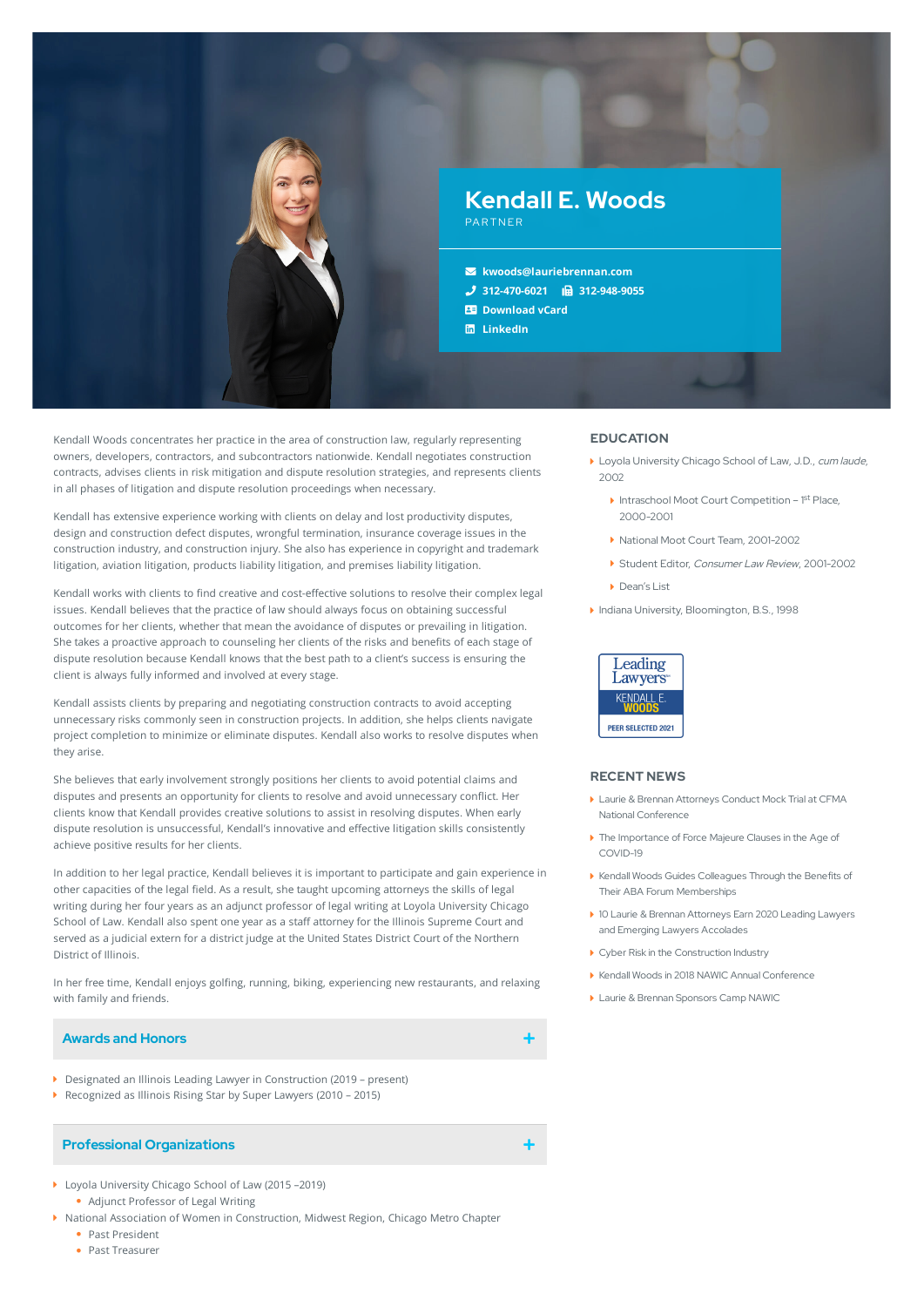# Kendall E. Woods

PARTNER

- kwoods@lauriebrennan.com
- 312-470-6021 312-948-9055
- Download vCard
- LinkedIn

Kendall Woods concentrates her practice in the area of construction law, regularly representing owners, developers, contractors, and subcontractors nationwide. Kendall negotiates construction contracts, advises clients in risk mitigation and dispute resolution strategies, and represents clients in all phases of litigation and dispute resolution proceedings when necessary.

Kendall has extensive experience working with clients on delay and lost productivity disputes, design and construction defect disputes, wrongful termination, insurance coverage issues in the construction industry, and construction injury. She also has experience in copyright and trademark litigation, aviation litigation, products liability litigation, and premises liability litigation.

Kendall works with clients to find creative and cost-effective solutions to resolve their complex legal issues. Kendall believes that the practice of law should always focus on obtaining successful outcomes for her clients, whether that mean the avoidance of disputes or prevailing in litigation. She takes a proactive approach to counseling her clients of the risks and benefits of each stage of dispute resolution because Kendall knows that the best path to a client's success is ensuring the client is always fully informed and involved at every stage.

Kendall assists clients by preparing and negotiating construction contracts to avoid accepting unnecessary risks commonly seen in construction projects. In addition, she helps clients navigate project completion to minimize or eliminate disputes. Kendall also works to resolve disputes when they arise.

She believes that early involvement strongly positions her clients to avoid potential claims and disputes and presents an opportunity for clients to resolve and avoid unnecessary conflict. Her clients know that Kendall provides creative solutions to assist in resolving disputes. When early dispute resolution is unsuccessful, Kendall's innovative and effective litigation skills consistently achieve positive results for her clients.

In addition to her legal practice, Kendall believes it is important to participate and gain experience in other capacities of the legal field. As a result, she taught upcoming attorneys the skills of legal writing during her four years as an adjunct professor of legal writing at Loyola University Chicago School of Law. Kendall also spent one year as a staff attorney for the Illinois Supreme Court and served as a judicial extern for a district judge at the United States District Court of the Northern District of Illinois.

In her free time, Kendall enjoys golfing, running, biking, experiencing new restaurants, and relaxing with family and friends.

## Awards and Honors

- Designated an Illinois Leading Lawyer in Construction (2019 – present)
- Recognized as Illinois Rising Star by Super Lawyers (2010 – 2015)

## Professional Organizations

- Loyola University Chicago School of Law (2015 –2019)
  - Adjunct Professor of Legal Writing
- National Association of Women in Construction, Midwest Region, Chicago Metro Chapter
  - Past President
  - Past Treasurer

## EDUCATION

- Loyola University Chicago School of Law, J.D., *cum laude*, 2002
  - Intraschool Moot Court Competition – 1st Place, 2000–2001
  - National Moot Court Team, 2001–2002
  - Student Editor, *Consumer Law Review*, 2001–2002
  - Dean's List
- Indiana University, Bloomington, B.S., 1998

Leading Lawyers — KENDALL E. WOODS — PEER SELECTED 2021

## RECENT NEWS

- Laurie & Brennan Attorneys Conduct Mock Trial at CFMA National Conference
- The Importance of Force Majeure Clauses in the Age of COVID-19
- Kendall Woods Guides Colleagues Through the Benefits of Their ABA Forum Memberships
- 10 Laurie & Brennan Attorneys Earn 2020 Leading Lawyers and Emerging Lawyers Accolades
- Cyber Risk in the Construction Industry
- Kendall Woods in 2018 NAWIC Annual Conference
- Laurie & Brennan Sponsors Camp NAWIC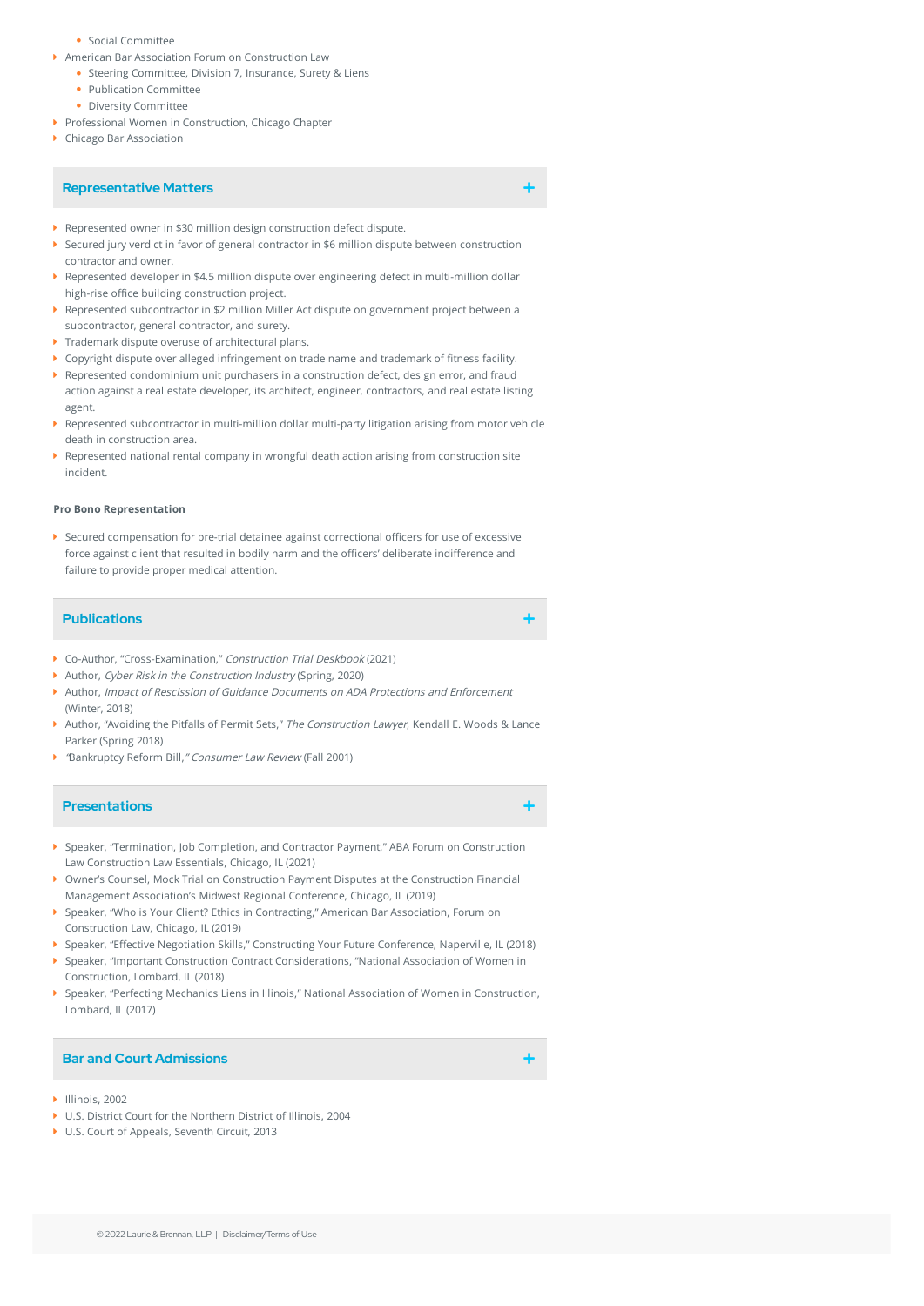- Social Committee
- American Bar Association Forum on Construction Law
  - Steering Committee, Division 7, Insurance, Surety & Liens
  - Publication Committee
  - Diversity Committee
- Professional Women in Construction, Chicago Chapter
- Chicago Bar Association

## Representative Matters

- Represented owner in $30 million design construction defect dispute.
- Secured jury verdict in favor of general contractor in $6 million dispute between construction contractor and owner.
- Represented developer in $4.5 million dispute over engineering defect in multi-million dollar high-rise office building construction project.
- Represented subcontractor in $2 million Miller Act dispute on government project between a subcontractor, general contractor, and surety.
- Trademark dispute overuse of architectural plans.
- Copyright dispute over alleged infringement on trade name and trademark of fitness facility.
- Represented condominium unit purchasers in a construction defect, design error, and fraud action against a real estate developer, its architect, engineer, contractors, and real estate listing agent.
- Represented subcontractor in multi-million dollar multi-party litigation arising from motor vehicle death in construction area.
- Represented national rental company in wrongful death action arising from construction site incident.

**Pro Bono Representation**

- Secured compensation for pre-trial detainee against correctional officers for use of excessive force against client that resulted in bodily harm and the officers' deliberate indifference and failure to provide proper medical attention.

## Publications

- Co-Author, "Cross-Examination," *Construction Trial Deskbook* (2021)
- Author, *Cyber Risk in the Construction Industry* (Spring, 2020)
- Author, *Impact of Rescission of Guidance Documents on ADA Protections and Enforcement* (Winter, 2018)
- Author, "Avoiding the Pitfalls of Permit Sets," *The Construction Lawyer*, Kendall E. Woods & Lance Parker (Spring 2018)
- "Bankruptcy Reform Bill," *Consumer Law Review* (Fall 2001)

## Presentations

- Speaker, "Termination, Job Completion, and Contractor Payment," ABA Forum on Construction Law Construction Law Essentials, Chicago, IL (2021)
- Owner's Counsel, Mock Trial on Construction Payment Disputes at the Construction Financial Management Association's Midwest Regional Conference, Chicago, IL (2019)
- Speaker, "Who is Your Client? Ethics in Contracting," American Bar Association, Forum on Construction Law, Chicago, IL (2019)
- Speaker, "Effective Negotiation Skills," Constructing Your Future Conference, Naperville, IL (2018)
- Speaker, "Important Construction Contract Considerations, "National Association of Women in Construction, Lombard, IL (2018)
- Speaker, "Perfecting Mechanics Liens in Illinois," National Association of Women in Construction, Lombard, IL (2017)

## Bar and Court Admissions

- Illinois, 2002
- U.S. District Court for the Northern District of Illinois, 2004
- U.S. Court of Appeals, Seventh Circuit, 2013

© 2022 Laurie & Brennan, LLP | Disclaimer/Terms of Use